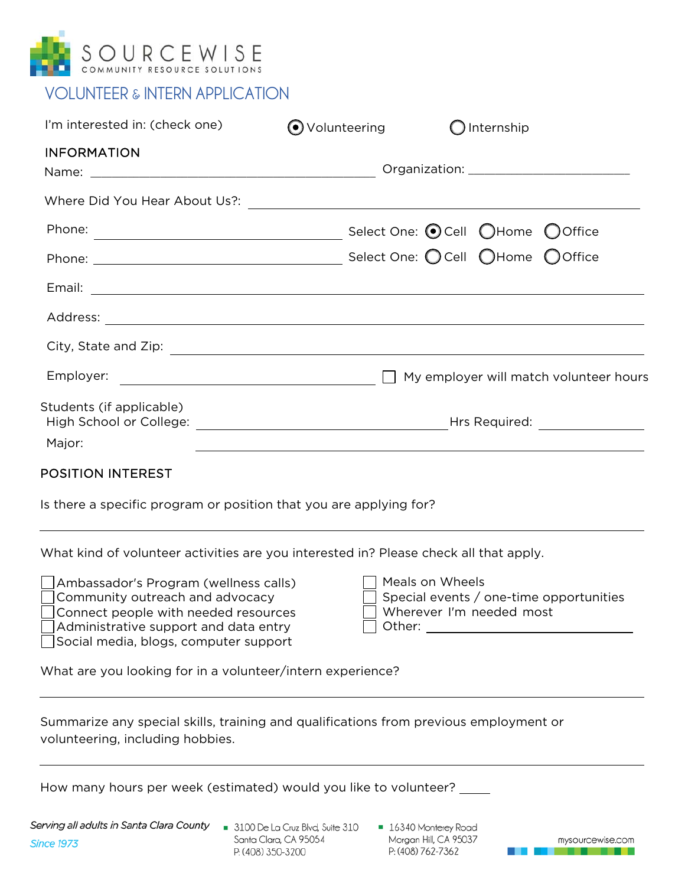SOURCEWISE
COMMUNITY RESOURCE SOLUTIONS

# VOLUNTEER & INTERN APPLICATION

I'm interested in: (check one) (●) Volunteering ( ) Internship

## INFORMATION

Name: ______________________ Organization: ______________________

Where Did You Hear About Us?: ______________________

Phone: ______________________ Select One: (●) Cell ( ) Home ( ) Office

Phone: ______________________ Select One: ( ) Cell ( ) Home ( ) Office

Email: ______________________

Address: ______________________

City, State and Zip: ______________________

Employer: ______________________ ☐ My employer will match volunteer hours

Students (if applicable)
High School or College: ______________________ Hrs Required: __________

Major: ______________________

## POSITION INTEREST

Is there a specific program or position that you are applying for?

______________________

What kind of volunteer activities are you interested in? Please check all that apply.

- ☐ Ambassador's Program (wellness calls)
- ☐ Community outreach and advocacy
- ☐ Connect people with needed resources
- ☐ Administrative support and data entry
- ☐ Social media, blogs, computer support
- ☐ Meals on Wheels
- ☐ Special events / one-time opportunities
- ☐ Wherever I'm needed most
- ☐ Other: ______________________

What are you looking for in a volunteer/intern experience?

______________________

Summarize any special skills, training and qualifications from previous employment or volunteering, including hobbies.

______________________

How many hours per week (estimated) would you like to volunteer? _____

*Serving all adults in Santa Clara County*
*Since 1973*

3100 De La Cruz Blvd, Suite 310
Santa Clara, CA 95054
P: (408) 350-3200

16340 Monterey Road
Morgan Hill, CA 95037
P: (408) 762-7362

mysourcewise.com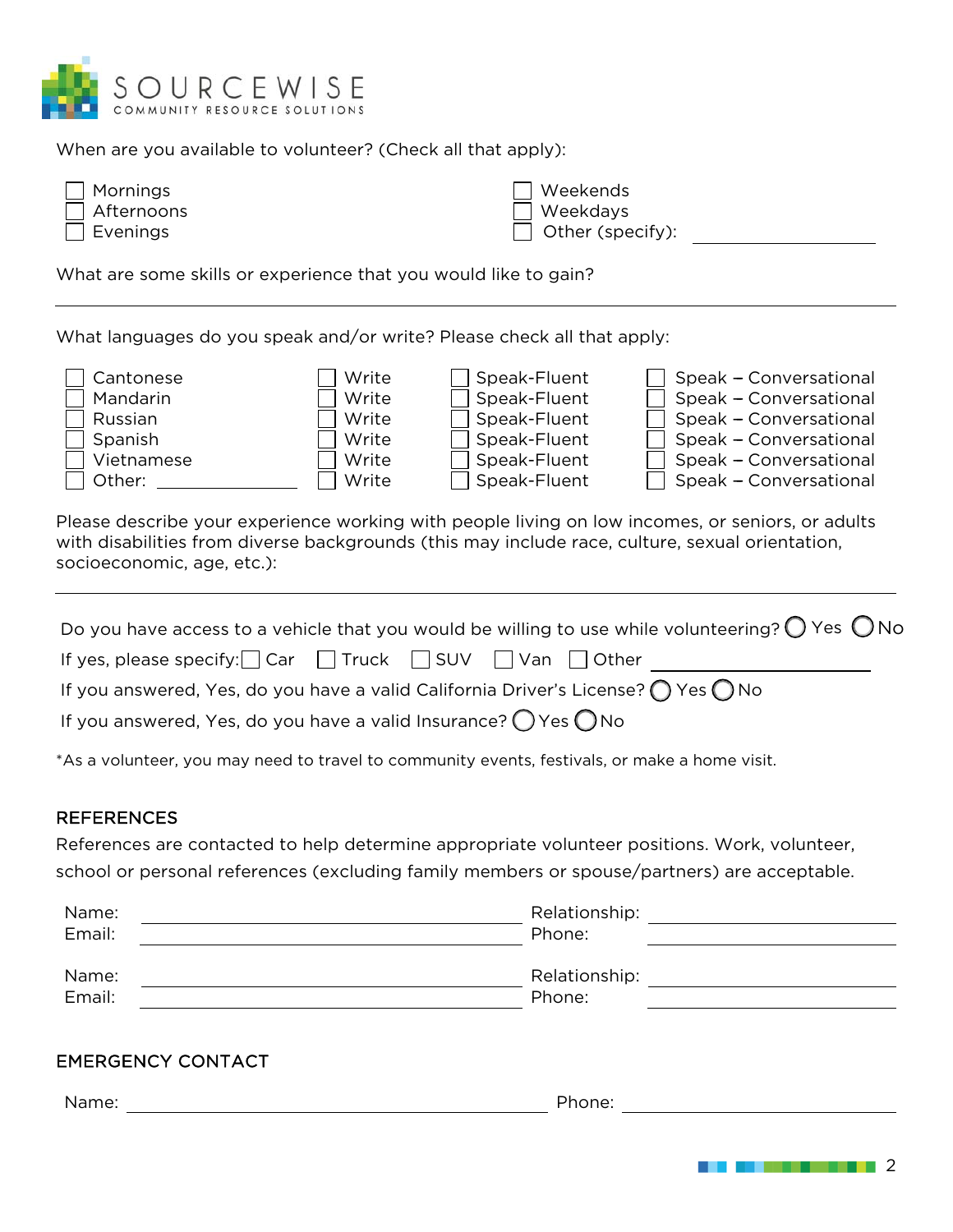When are you available to volunteer? (Check all that apply):

- ☐ Mornings
- ☐ Afternoons
- ☐ Evenings
- ☐ Weekends
- ☐ Weekdays
- ☐ Other (specify): ____________

What are some skills or experience that you would like to gain?

______________________________________________

What languages do you speak and/or write? Please check all that apply:

| Language | Write | Speak-Fluent | Speak – Conversational |
|---|---|---|---|
| ☐ Cantonese | ☐ Write | ☐ Speak-Fluent | ☐ Speak – Conversational |
| ☐ Mandarin | ☐ Write | ☐ Speak-Fluent | ☐ Speak – Conversational |
| ☐ Russian | ☐ Write | ☐ Speak-Fluent | ☐ Speak – Conversational |
| ☐ Spanish | ☐ Write | ☐ Speak-Fluent | ☐ Speak – Conversational |
| ☐ Vietnamese | ☐ Write | ☐ Speak-Fluent | ☐ Speak – Conversational |
| ☐ Other: ____________ | ☐ Write | ☐ Speak-Fluent | ☐ Speak – Conversational |

Please describe your experience working with people living on low incomes, or seniors, or adults with disabilities from diverse backgrounds (this may include race, culture, sexual orientation, socioeconomic, age, etc.):

______________________________________________

Do you have access to a vehicle that you would be willing to use while volunteering? ◯ Yes ◯ No

If yes, please specify: ☐ Car ☐ Truck ☐ SUV ☐ Van ☐ Other ____________

If you answered, Yes, do you have a valid California Driver's License? ◯ Yes ◯ No

If you answered, Yes, do you have a valid Insurance? ◯ Yes ◯ No

*As a volunteer, you may need to travel to community events, festivals, or make a home visit.

## REFERENCES

References are contacted to help determine appropriate volunteer positions. Work, volunteer, school or personal references (excluding family members or spouse/partners) are acceptable.

Name: ____________ Relationship: ____________
Email: ____________ Phone: ____________

Name: ____________ Relationship: ____________
Email: ____________ Phone: ____________

## EMERGENCY CONTACT

Name: ____________ Phone: ____________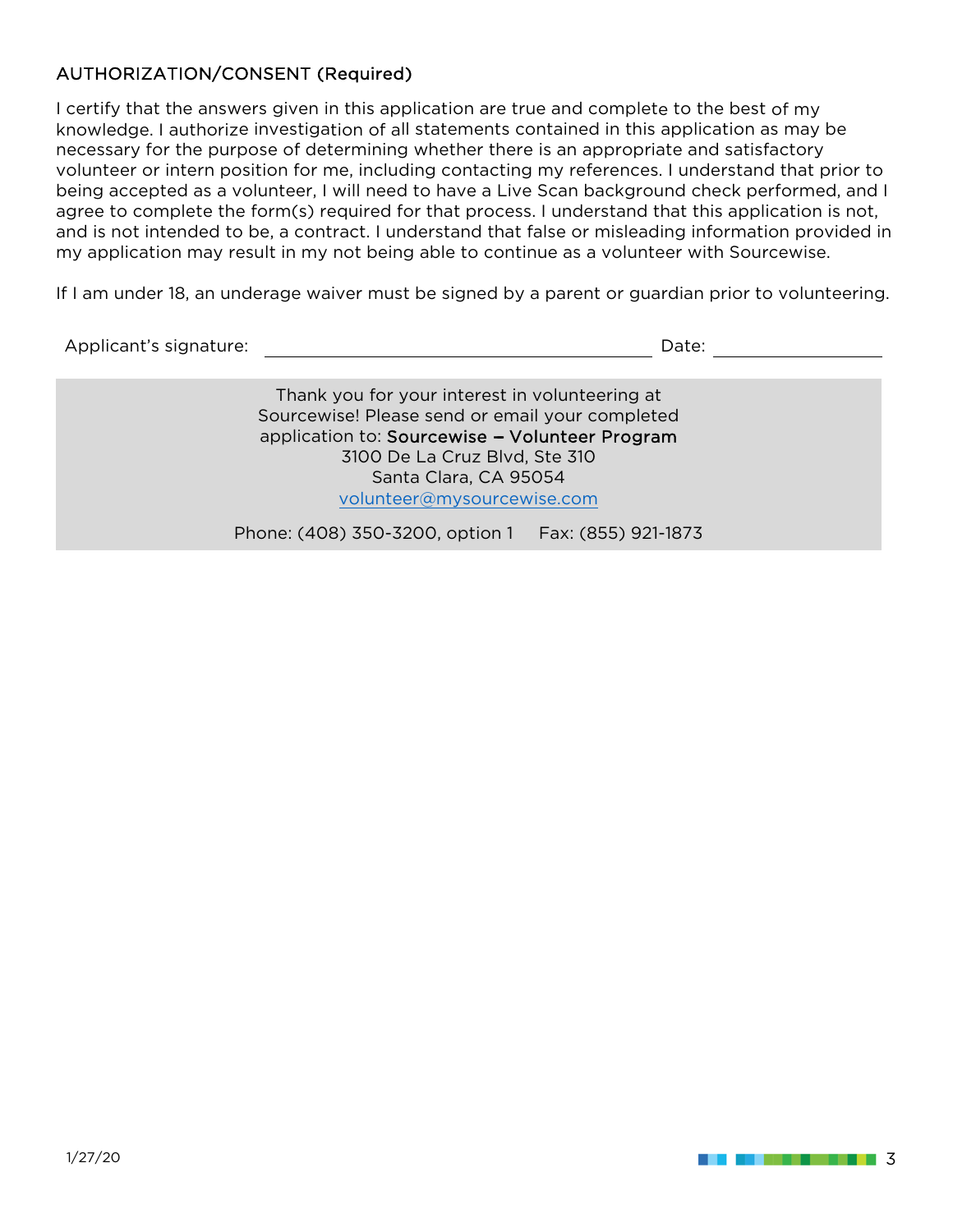## AUTHORIZATION/CONSENT (Required)

I certify that the answers given in this application are true and complete to the best of my knowledge. I authorize investigation of all statements contained in this application as may be necessary for the purpose of determining whether there is an appropriate and satisfactory volunteer or intern position for me, including contacting my references. I understand that prior to being accepted as a volunteer, I will need to have a Live Scan background check performed, and I agree to complete the form(s) required for that process. I understand that this application is not, and is not intended to be, a contract. I understand that false or misleading information provided in my application may result in my not being able to continue as a volunteer with Sourcewise.

If I am under 18, an underage waiver must be signed by a parent or guardian prior to volunteering.

Applicant's signature: ______________________________ Date: ______________

Thank you for your interest in volunteering at Sourcewise! Please send or email your completed application to: **Sourcewise – Volunteer Program**
3100 De La Cruz Blvd, Ste 310
Santa Clara, CA 95054
volunteer@mysourcewise.com

Phone: (408) 350-3200, option 1 Fax: (855) 921-1873

1/27/20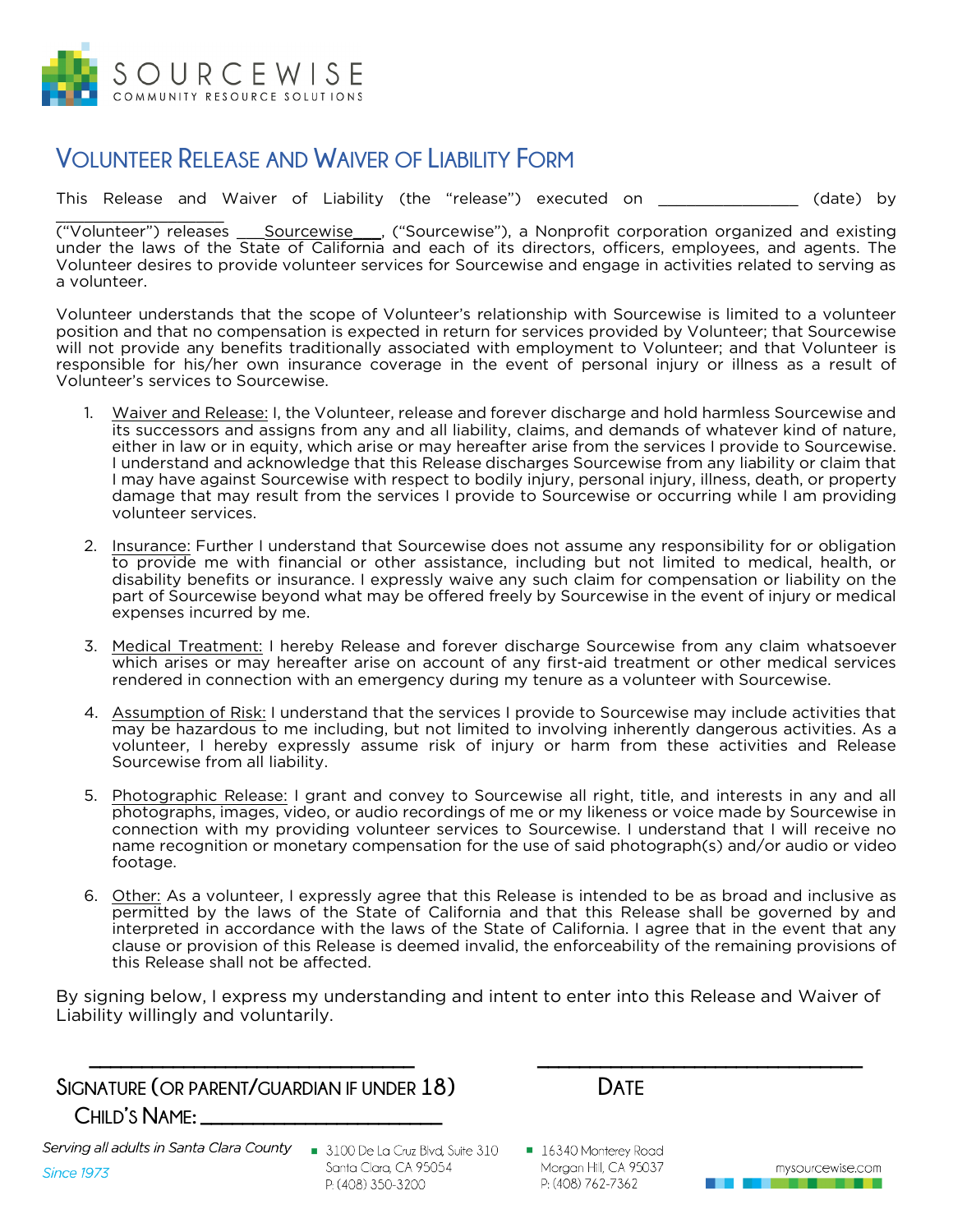SOURCEWISE
COMMUNITY RESOURCE SOLUTIONS

# Volunteer Release and Waiver of Liability Form

This Release and Waiver of Liability (the "release") executed on _______________ (date) by __________________ ("Volunteer") releases ___Sourcewise___, ("Sourcewise"), a Nonprofit corporation organized and existing under the laws of the State of California and each of its directors, officers, employees, and agents. The Volunteer desires to provide volunteer services for Sourcewise and engage in activities related to serving as a volunteer.

Volunteer understands that the scope of Volunteer's relationship with Sourcewise is limited to a volunteer position and that no compensation is expected in return for services provided by Volunteer; that Sourcewise will not provide any benefits traditionally associated with employment to Volunteer; and that Volunteer is responsible for his/her own insurance coverage in the event of personal injury or illness as a result of Volunteer's services to Sourcewise.

1. Waiver and Release: I, the Volunteer, release and forever discharge and hold harmless Sourcewise and its successors and assigns from any and all liability, claims, and demands of whatever kind of nature, either in law or in equity, which arise or may hereafter arise from the services I provide to Sourcewise. I understand and acknowledge that this Release discharges Sourcewise from any liability or claim that I may have against Sourcewise with respect to bodily injury, personal injury, illness, death, or property damage that may result from the services I provide to Sourcewise or occurring while I am providing volunteer services.

2. Insurance: Further I understand that Sourcewise does not assume any responsibility for or obligation to provide me with financial or other assistance, including but not limited to medical, health, or disability benefits or insurance. I expressly waive any such claim for compensation or liability on the part of Sourcewise beyond what may be offered freely by Sourcewise in the event of injury or medical expenses incurred by me.

3. Medical Treatment: I hereby Release and forever discharge Sourcewise from any claim whatsoever which arises or may hereafter arise on account of any first-aid treatment or other medical services rendered in connection with an emergency during my tenure as a volunteer with Sourcewise.

4. Assumption of Risk: I understand that the services I provide to Sourcewise may include activities that may be hazardous to me including, but not limited to involving inherently dangerous activities. As a volunteer, I hereby expressly assume risk of injury or harm from these activities and Release Sourcewise from all liability.

5. Photographic Release: I grant and convey to Sourcewise all right, title, and interests in any and all photographs, images, video, or audio recordings of me or my likeness or voice made by Sourcewise in connection with my providing volunteer services to Sourcewise. I understand that I will receive no name recognition or monetary compensation for the use of said photograph(s) and/or audio or video footage.

6. Other: As a volunteer, I expressly agree that this Release is intended to be as broad and inclusive as permitted by the laws of the State of California and that this Release shall be governed by and interpreted in accordance with the laws of the State of California. I agree that in the event that any clause or provision of this Release is deemed invalid, the enforceability of the remaining provisions of this Release shall not be affected.

By signing below, I express my understanding and intent to enter into this Release and Waiver of Liability willingly and voluntarily.

______________________________ ______________________________

Signature (or Parent/Guardian if under 18) Date

Child's Name: ______________________

*Serving all adults in Santa Clara County*

*Since 1973*

- 3100 De La Cruz Blvd, Suite 310
  Santa Clara, CA 95054
  P: (408) 350-3200

- 16340 Monterey Road
  Morgan Hill, CA 95037
  P: (408) 762-7362

mysourcewise.com